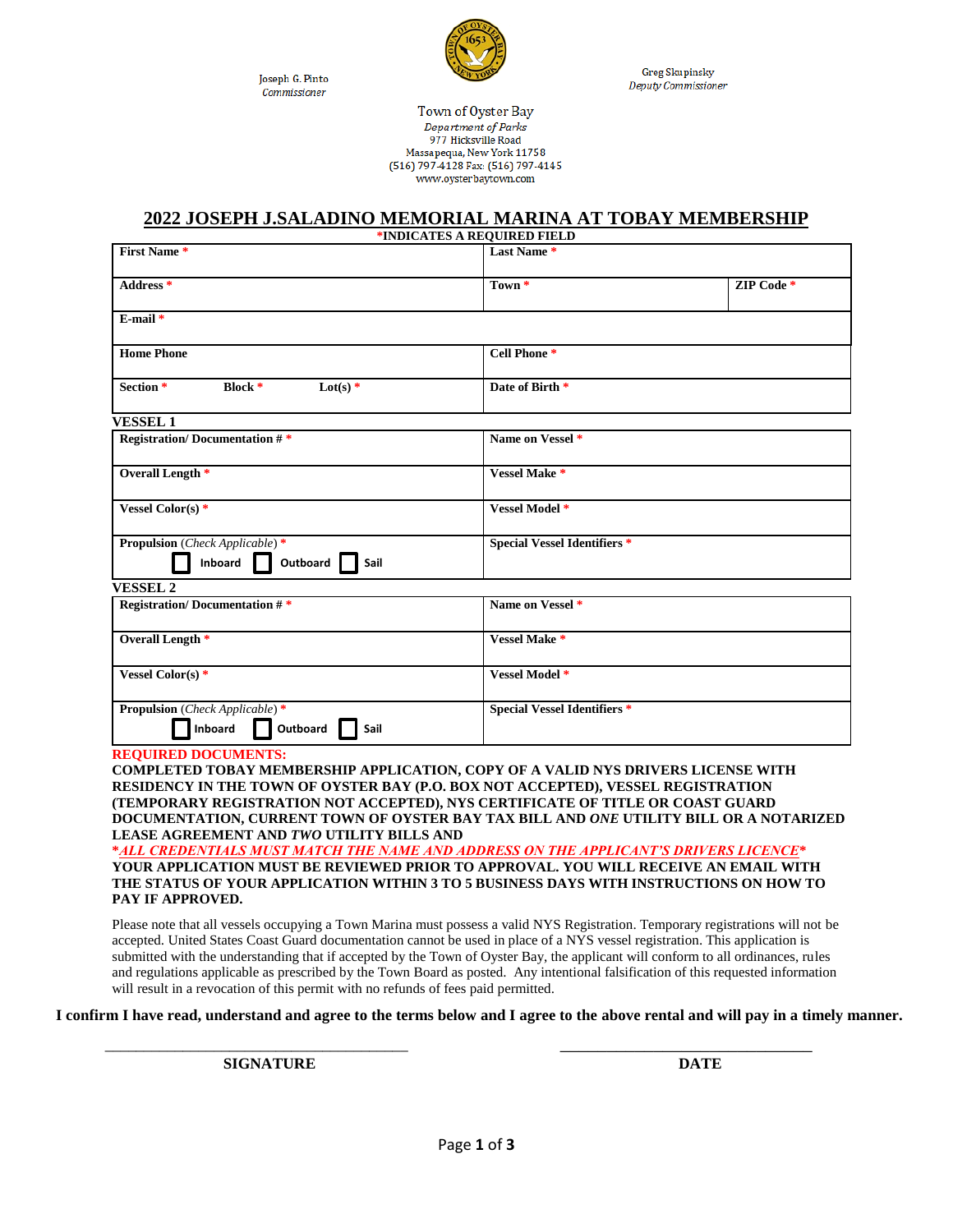Joseph G. Pinto
*Commissioner*

Greg Skupinsky
*Deputy Commissioner*

Town of Oyster Bay
*Department of Parks*
977 Hicksville Road
Massapequa, New York 11758
(516) 797-4128 Fax: (516) 797-4145
www.oysterbaytown.com

# 2022 JOSEPH J.SALADINO MEMORIAL MARINA AT TOBAY MEMBERSHIP

**\*INDICATES A REQUIRED FIELD**

| | | |
|---|---|---|
| **First Name** * | **Last Name** * | |
| **Address** * | **Town** * | **ZIP Code** * |
| **E-mail** * | | |
| **Home Phone** | **Cell Phone** * | |
| **Section** * **Block** * **Lot(s)** * | **Date of Birth** * | |

**VESSEL 1**

| | |
|---|---|
| **Registration/ Documentation #** * | **Name on Vessel** * |
| **Overall Length** * | **Vessel Make** * |
| **Vessel Color(s)** * | **Vessel Model** * |
| **Propulsion** (*Check Applicable*) * ☐ Inboard ☐ Outboard ☐ Sail | **Special Vessel Identifiers** * |

**VESSEL 2**

| | |
|---|---|
| **Registration/ Documentation #** * | **Name on Vessel** * |
| **Overall Length** * | **Vessel Make** * |
| **Vessel Color(s)** * | **Vessel Model** * |
| **Propulsion** (*Check Applicable*) * ☐ Inboard ☐ Outboard ☐ Sail | **Special Vessel Identifiers** * |

**REQUIRED DOCUMENTS:**
**COMPLETED TOBAY MEMBERSHIP APPLICATION, COPY OF A VALID NYS DRIVERS LICENSE WITH RESIDENCY IN THE TOWN OF OYSTER BAY (P.O. BOX NOT ACCEPTED), VESSEL REGISTRATION (TEMPORARY REGISTRATION NOT ACCEPTED), NYS CERTIFICATE OF TITLE OR COAST GUARD DOCUMENTATION, CURRENT TOWN OF OYSTER BAY TAX BILL AND *ONE* UTILITY BILL OR A NOTARIZED LEASE AGREEMENT AND *TWO* UTILITY BILLS AND**
***ALL CREDENTIALS MUST MATCH THE NAME AND ADDRESS ON THE APPLICANT'S DRIVERS LICENCE***
**YOUR APPLICATION MUST BE REVIEWED PRIOR TO APPROVAL. YOU WILL RECEIVE AN EMAIL WITH THE STATUS OF YOUR APPLICATION WITHIN 3 TO 5 BUSINESS DAYS WITH INSTRUCTIONS ON HOW TO PAY IF APPROVED.**

Please note that all vessels occupying a Town Marina must possess a valid NYS Registration. Temporary registrations will not be accepted. United States Coast Guard documentation cannot be used in place of a NYS vessel registration. This application is submitted with the understanding that if accepted by the Town of Oyster Bay, the applicant will conform to all ordinances, rules and regulations applicable as prescribed by the Town Board as posted. Any intentional falsification of this requested information will result in a revocation of this permit with no refunds of fees paid permitted.

**I confirm I have read, understand and agree to the terms below and I agree to the above rental and will pay in a timely manner.**

\_\_\_\_\_\_\_\_\_\_\_\_\_\_\_\_\_\_\_\_\_\_\_\_\_\_\_\_\_\_\_\_\_\_\_\_\_\_\_\_ \_\_\_\_\_\_\_\_\_\_\_\_\_\_\_\_\_\_\_\_\_\_\_\_\_\_\_\_\_\_\_\_\_\_
**SIGNATURE** **DATE**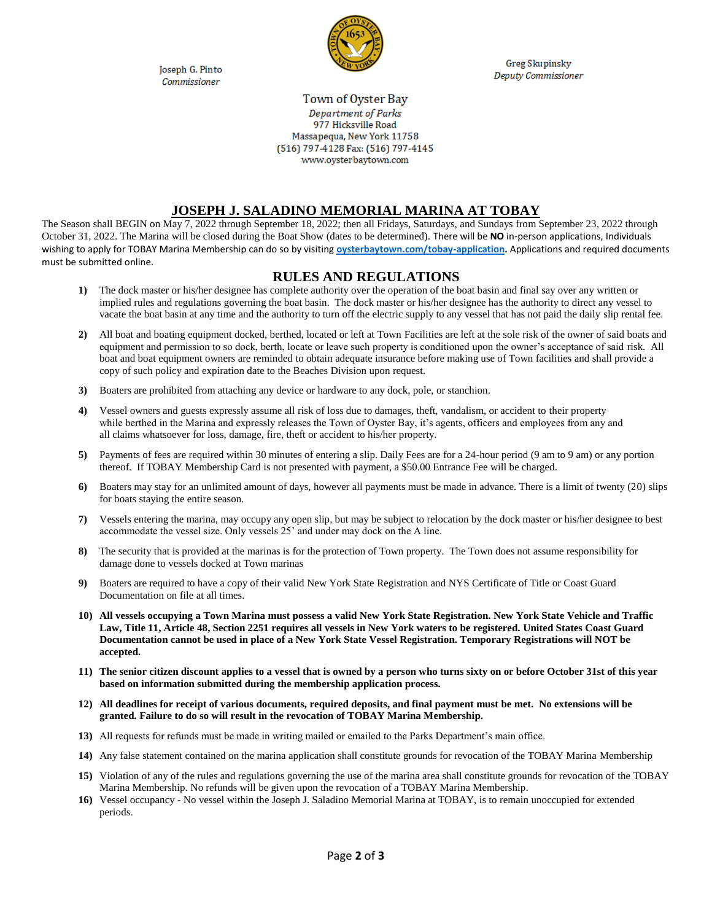Joseph G. Pinto
*Commissioner*

Greg Skupinsky
*Deputy Commissioner*

Town of Oyster Bay
*Department of Parks*
977 Hicksville Road
Massapequa, New York 11758
(516) 797-4128 Fax: (516) 797-4145
www.oysterbaytown.com

# JOSEPH J. SALADINO MEMORIAL MARINA AT TOBAY

The Season shall BEGIN on May 7, 2022 through September 18, 2022; then all Fridays, Saturdays, and Sundays from September 23, 2022 through October 31, 2022. The Marina will be closed during the Boat Show (dates to be determined). There will be **NO** in-person applications, Individuals wishing to apply for TOBAY Marina Membership can do so by visiting **oysterbaytown.com/tobay-application.** Applications and required documents must be submitted online.

## RULES AND REGULATIONS

1) The dock master or his/her designee has complete authority over the operation of the boat basin and final say over any written or implied rules and regulations governing the boat basin. The dock master or his/her designee has the authority to direct any vessel to vacate the boat basin at any time and the authority to turn off the electric supply to any vessel that has not paid the daily slip rental fee.

2) All boat and boating equipment docked, berthed, located or left at Town Facilities are left at the sole risk of the owner of said boats and equipment and permission to so dock, berth, locate or leave such property is conditioned upon the owner's acceptance of said risk. All boat and boat equipment owners are reminded to obtain adequate insurance before making use of Town facilities and shall provide a copy of such policy and expiration date to the Beaches Division upon request.

3) Boaters are prohibited from attaching any device or hardware to any dock, pole, or stanchion.

4) Vessel owners and guests expressly assume all risk of loss due to damages, theft, vandalism, or accident to their property while berthed in the Marina and expressly releases the Town of Oyster Bay, it's agents, officers and employees from any and all claims whatsoever for loss, damage, fire, theft or accident to his/her property.

5) Payments of fees are required within 30 minutes of entering a slip. Daily Fees are for a 24-hour period (9 am to 9 am) or any portion thereof. If TOBAY Membership Card is not presented with payment, a $50.00 Entrance Fee will be charged.

6) Boaters may stay for an unlimited amount of days, however all payments must be made in advance. There is a limit of twenty (20) slips for boats staying the entire season.

7) Vessels entering the marina, may occupy any open slip, but may be subject to relocation by the dock master or his/her designee to best accommodate the vessel size. Only vessels 25' and under may dock on the A line.

8) The security that is provided at the marinas is for the protection of Town property. The Town does not assume responsibility for damage done to vessels docked at Town marinas

9) Boaters are required to have a copy of their valid New York State Registration and NYS Certificate of Title or Coast Guard Documentation on file at all times.

10) **All vessels occupying a Town Marina must possess a valid New York State Registration. New York State Vehicle and Traffic Law, Title 11, Article 48, Section 2251 requires all vessels in New York waters to be registered. United States Coast Guard Documentation cannot be used in place of a New York State Vessel Registration. Temporary Registrations will NOT be accepted.**

11) **The senior citizen discount applies to a vessel that is owned by a person who turns sixty on or before October 31st of this year based on information submitted during the membership application process.**

12) **All deadlines for receipt of various documents, required deposits, and final payment must be met. No extensions will be granted. Failure to do so will result in the revocation of TOBAY Marina Membership.**

13) All requests for refunds must be made in writing mailed or emailed to the Parks Department's main office.

14) Any false statement contained on the marina application shall constitute grounds for revocation of the TOBAY Marina Membership

15) Violation of any of the rules and regulations governing the use of the marina area shall constitute grounds for revocation of the TOBAY Marina Membership. No refunds will be given upon the revocation of a TOBAY Marina Membership.

16) Vessel occupancy - No vessel within the Joseph J. Saladino Memorial Marina at TOBAY, is to remain unoccupied for extended periods.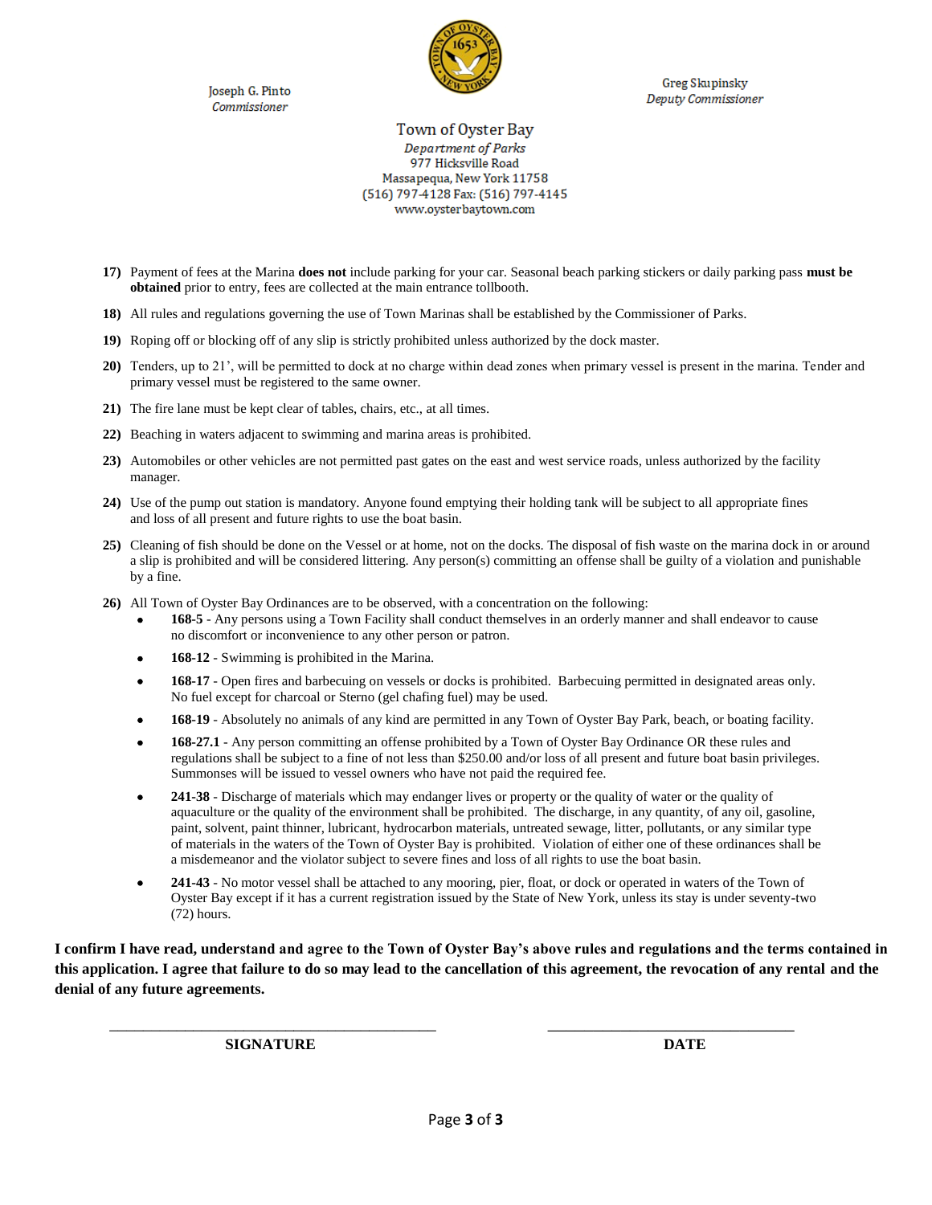Joseph G. Pinto
*Commissioner*

Greg Skupinsky
*Deputy Commissioner*

Town of Oyster Bay
*Department of Parks*
977 Hicksville Road
Massapequa, New York 11758
(516) 797-4128 Fax: (516) 797-4145
www.oysterbaytown.com

**17)** Payment of fees at the Marina **does not** include parking for your car. Seasonal beach parking stickers or daily parking pass **must be obtained** prior to entry, fees are collected at the main entrance tollbooth.

**18)** All rules and regulations governing the use of Town Marinas shall be established by the Commissioner of Parks.

**19)** Roping off or blocking off of any slip is strictly prohibited unless authorized by the dock master.

**20)** Tenders, up to 21', will be permitted to dock at no charge within dead zones when primary vessel is present in the marina. Tender and primary vessel must be registered to the same owner.

**21)** The fire lane must be kept clear of tables, chairs, etc., at all times.

**22)** Beaching in waters adjacent to swimming and marina areas is prohibited.

**23)** Automobiles or other vehicles are not permitted past gates on the east and west service roads, unless authorized by the facility manager.

**24)** Use of the pump out station is mandatory. Anyone found emptying their holding tank will be subject to all appropriate fines and loss of all present and future rights to use the boat basin.

**25)** Cleaning of fish should be done on the Vessel or at home, not on the docks. The disposal of fish waste on the marina dock in or around a slip is prohibited and will be considered littering. Any person(s) committing an offense shall be guilty of a violation and punishable by a fine.

**26)** All Town of Oyster Bay Ordinances are to be observed, with a concentration on the following:

- **168-5** - Any persons using a Town Facility shall conduct themselves in an orderly manner and shall endeavor to cause no discomfort or inconvenience to any other person or patron.
- **168-12** - Swimming is prohibited in the Marina.
- **168-17** - Open fires and barbecuing on vessels or docks is prohibited. Barbecuing permitted in designated areas only. No fuel except for charcoal or Sterno (gel chafing fuel) may be used.
- **168-19** - Absolutely no animals of any kind are permitted in any Town of Oyster Bay Park, beach, or boating facility.
- **168-27.1** - Any person committing an offense prohibited by a Town of Oyster Bay Ordinance OR these rules and regulations shall be subject to a fine of not less than $250.00 and/or loss of all present and future boat basin privileges. Summonses will be issued to vessel owners who have not paid the required fee.
- **241-38** - Discharge of materials which may endanger lives or property or the quality of water or the quality of aquaculture or the quality of the environment shall be prohibited. The discharge, in any quantity, of any oil, gasoline, paint, solvent, paint thinner, lubricant, hydrocarbon materials, untreated sewage, litter, pollutants, or any similar type of materials in the waters of the Town of Oyster Bay is prohibited. Violation of either one of these ordinances shall be a misdemeanor and the violator subject to severe fines and loss of all rights to use the boat basin.
- **241-43** - No motor vessel shall be attached to any mooring, pier, float, or dock or operated in waters of the Town of Oyster Bay except if it has a current registration issued by the State of New York, unless its stay is under seventy-two (72) hours.

**I confirm I have read, understand and agree to the Town of Oyster Bay's above rules and regulations and the terms contained in this application. I agree that failure to do so may lead to the cancellation of this agreement, the revocation of any rental and the denial of any future agreements.**

\_\_\_\_\_\_\_\_\_\_\_\_\_\_\_\_\_\_\_\_\_\_\_\_\_\_\_\_\_\_\_\_\_\_\_\_\_\_\_\_\_\_\_\_ &nbsp;&nbsp;&nbsp;&nbsp; \_\_\_\_\_\_\_\_\_\_\_\_\_\_\_\_\_\_\_\_\_\_\_\_\_\_\_\_\_\_\_\_\_\_\_\_

**SIGNATURE** &nbsp;&nbsp;&nbsp;&nbsp; **DATE**